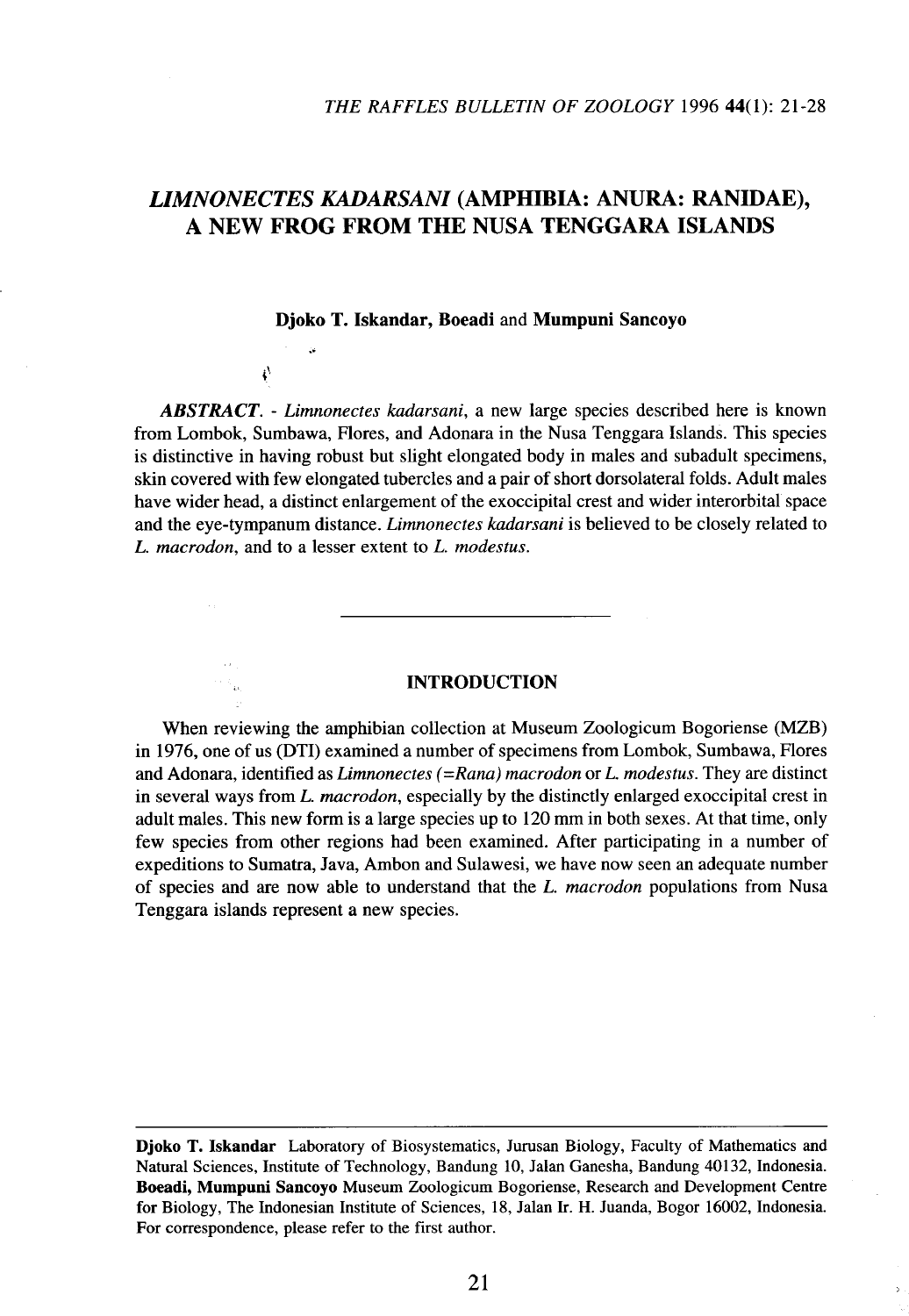# *LIMNONECTES KADARSANI* (AMPHIBIA: ANURA: RANIDAE), A NEW FROG FROM THE NUSA TENGGARA ISLANDS

**Djoko T. Iskandar, Boeadi** and **Mumpuni Sancoyo**

***ABSTRACT***. - *Limnonectes kadarsani*, a new large species described here is known from Lombok, Sumbawa, Flores, and Adonara in the Nusa Tenggara Islands. This species is distinctive in having robust but slight elongated body in males and subadult specimens, skin covered with few elongated tubercles and a pair of short dorsolateral folds. Adult males have wider head, a distinct enlargement of the exoccipital crest and wider interorbital space and the eye-tympanum distance. *Limnonectes kadarsani* is believed to be closely related to *L. macrodon*, and to a lesser extent to *L. modestus*.

---

## INTRODUCTION

When reviewing the amphibian collection at Museum Zoologicum Bogoriense (MZB) in 1976, one of us (DTI) examined a number of specimens from Lombok, Sumbawa, Flores and Adonara, identified as *Limnonectes (=Rana) macrodon* or *L. modestus*. They are distinct in several ways from *L. macrodon*, especially by the distinctly enlarged exoccipital crest in adult males. This new form is a large species up to 120 mm in both sexes. At that time, only few species from other regions had been examined. After participating in a number of expeditions to Sumatra, Java, Ambon and Sulawesi, we have now seen an adequate number of species and are now able to understand that the *L. macrodon* populations from Nusa Tenggara islands represent a new species.

---

**Djoko T. Iskandar** Laboratory of Biosystematics, Jurusan Biology, Faculty of Mathematics and Natural Sciences, Institute of Technology, Bandung 10, Jalan Ganesha, Bandung 40132, Indonesia. **Boeadi, Mumpuni Sancoyo** Museum Zoologicum Bogoriense, Research and Development Centre for Biology, The Indonesian Institute of Sciences, 18, Jalan Ir. H. Juanda, Bogor 16002, Indonesia. For correspondence, please refer to the first author.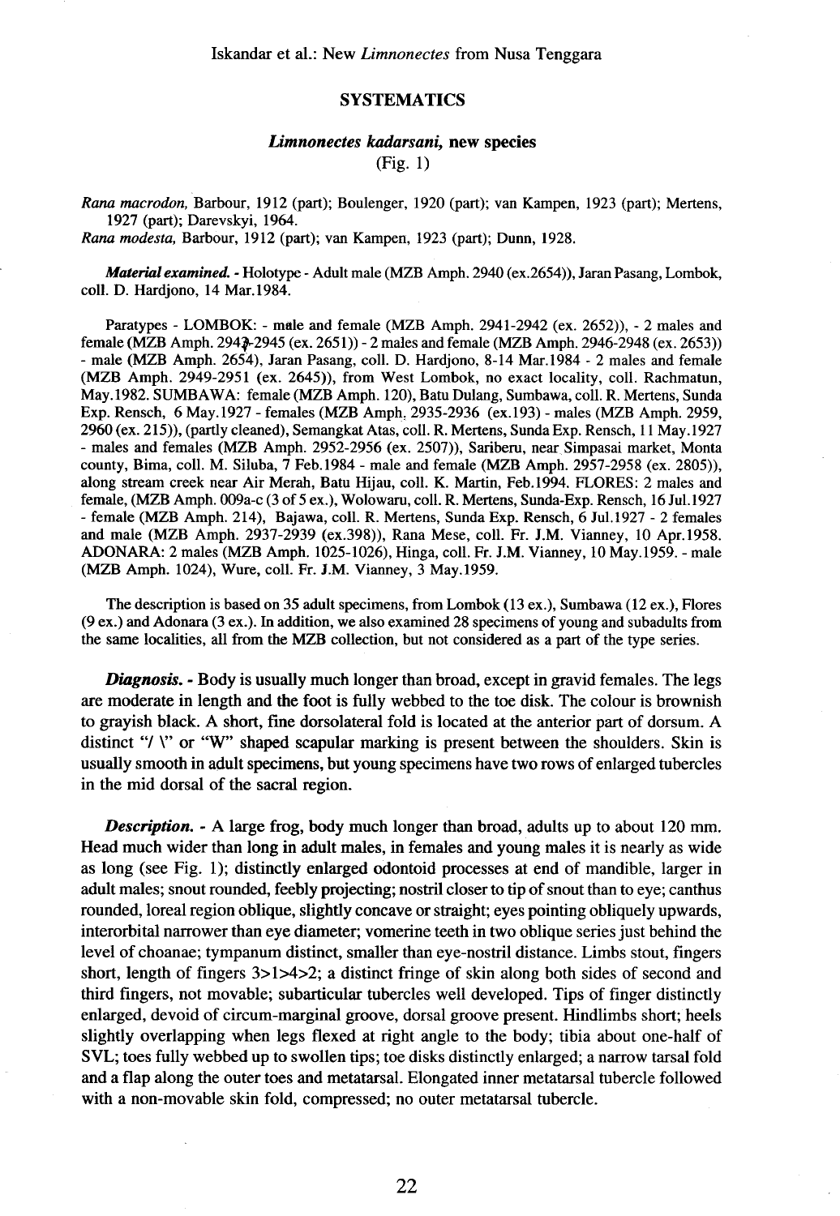## SYSTEMATICS

### *Limnonectes kadarsani*, new species

(Fig. 1)

*Rana macrodon*, Barbour, 1912 (part); Boulenger, 1920 (part); van Kampen, 1923 (part); Mertens, 1927 (part); Darevskyi, 1964.

*Rana modesta*, Barbour, 1912 (part); van Kampen, 1923 (part); Dunn, 1928.

***Material examined.*** - Holotype - Adult male (MZB Amph. 2940 (ex.2654)), Jaran Pasang, Lombok, coll. D. Hardjono, 14 Mar.1984.

Paratypes - LOMBOK: - male and female (MZB Amph. 2941-2942 (ex. 2652)), - 2 males and female (MZB Amph. 2943-2945 (ex. 2651)) - 2 males and female (MZB Amph. 2946-2948 (ex. 2653)) - male (MZB Amph. 2654), Jaran Pasang, coll. D. Hardjono, 8-14 Mar.1984 - 2 males and female (MZB Amph. 2949-2951 (ex. 2645)), from West Lombok, no exact locality, coll. Rachmatun, May.1982. SUMBAWA: female (MZB Amph. 120), Batu Dulang, Sumbawa, coll. R. Mertens, Sunda Exp. Rensch, 6 May.1927 - females (MZB Amph. 2935-2936 (ex.193) - males (MZB Amph. 2959, 2960 (ex. 215)), (partly cleaned), Semangkat Atas, coll. R. Mertens, Sunda Exp. Rensch, 11 May.1927 - males and females (MZB Amph. 2952-2956 (ex. 2507)), Sariberu, near Simpasai market, Monta county, Bima, coll. M. Siluba, 7 Feb.1984 - male and female (MZB Amph. 2957-2958 (ex. 2805)), along stream creek near Air Merah, Batu Hijau, coll. K. Martin, Feb.1994. FLORES: 2 males and female, (MZB Amph. 009a-c (3 of 5 ex.), Wolowaru, coll. R. Mertens, Sunda-Exp. Rensch, 16 Jul.1927 - female (MZB Amph. 214), Bajawa, coll. R. Mertens, Sunda Exp. Rensch, 6 Jul.1927 - 2 females and male (MZB Amph. 2937-2939 (ex.398)), Rana Mese, coll. Fr. J.M. Vianney, 10 Apr.1958. ADONARA: 2 males (MZB Amph. 1025-1026), Hinga, coll. Fr. J.M. Vianney, 10 May.1959. - male (MZB Amph. 1024), Wure, coll. Fr. J.M. Vianney, 3 May.1959.

The description is based on 35 adult specimens, from Lombok (13 ex.), Sumbawa (12 ex.), Flores (9 ex.) and Adonara (3 ex.). In addition, we also examined 28 specimens of young and subadults from the same localities, all from the MZB collection, but not considered as a part of the type series.

***Diagnosis.*** - Body is usually much longer than broad, except in gravid females. The legs are moderate in length and the foot is fully webbed to the toe disk. The colour is brownish to grayish black. A short, fine dorsolateral fold is located at the anterior part of dorsum. A distinct "/ \" or "W" shaped scapular marking is present between the shoulders. Skin is usually smooth in adult specimens, but young specimens have two rows of enlarged tubercles in the mid dorsal of the sacral region.

***Description.*** - A large frog, body much longer than broad, adults up to about 120 mm. Head much wider than long in adult males, in females and young males it is nearly as wide as long (see Fig. 1); distinctly enlarged odontoid processes at end of mandible, larger in adult males; snout rounded, feebly projecting; nostril closer to tip of snout than to eye; canthus rounded, loreal region oblique, slightly concave or straight; eyes pointing obliquely upwards, interorbital narrower than eye diameter; vomerine teeth in two oblique series just behind the level of choanae; tympanum distinct, smaller than eye-nostril distance. Limbs stout, fingers short, length of fingers 3>1>4>2; a distinct fringe of skin along both sides of second and third fingers, not movable; subarticular tubercles well developed. Tips of finger distinctly enlarged, devoid of circum-marginal groove, dorsal groove present. Hindlimbs short; heels slightly overlapping when legs flexed at right angle to the body; tibia about one-half of SVL; toes fully webbed up to swollen tips; toe disks distinctly enlarged; a narrow tarsal fold and a flap along the outer toes and metatarsal. Elongated inner metatarsal tubercle followed with a non-movable skin fold, compressed; no outer metatarsal tubercle.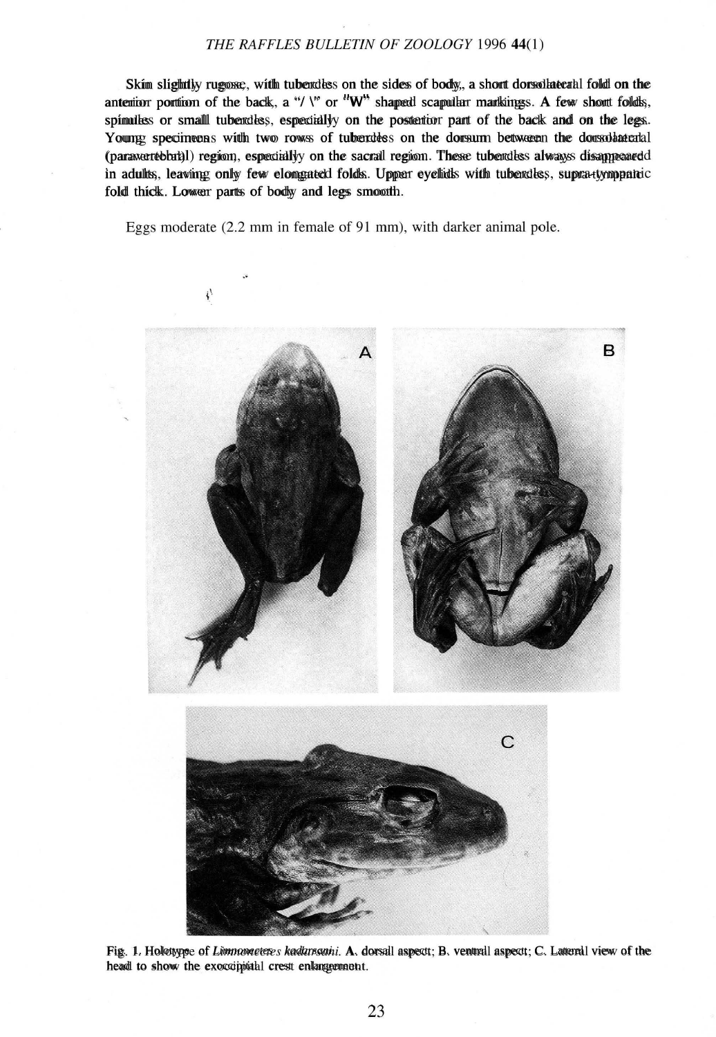Skin slightly rugose, with tubercles on the sides of body, a short dorsolateral fold on the anterior portion of the back, a "/ \" or "W" shaped scapular markings. A few short folds, spinules or small tubercles, especially on the posterior part of the back and on the legs. Young specimens with two rows of tubercles on the dorsum between the dorsolateral (paravertebral) region, especially on the sacral region. These tubercles always disappeared in adults, leaving only few elongated folds. Upper eyelids with tubercles, supra-tympanic fold thick. Lower parts of body and legs smooth.

Eggs moderate (2.2 mm in female of 91 mm), with darker animal pole.

Fig. 1. Holotype of *Limnonectes kadarsani*. A. dorsal aspect; B. ventral aspect; C. Lateral view of the head to show the exoccipital crest enlargement.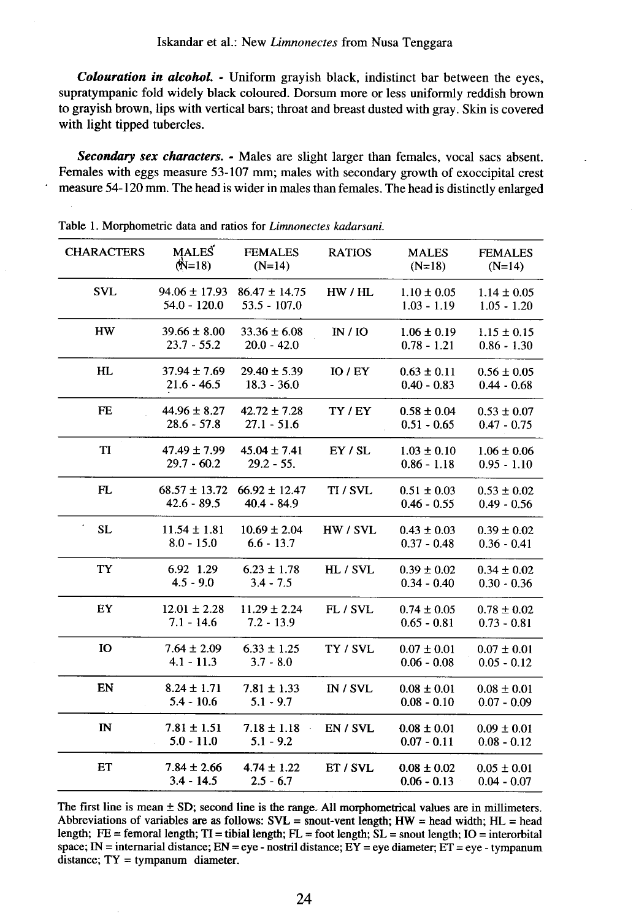***Colouration in alcohol.*** - Uniform grayish black, indistinct bar between the eyes, supratympanic fold widely black coloured. Dorsum more or less uniformly reddish brown to grayish brown, lips with vertical bars; throat and breast dusted with gray. Skin is covered with light tipped tubercles.

***Secondary sex characters.*** - Males are slight larger than females, vocal sacs absent. Females with eggs measure 53-107 mm; males with secondary growth of exoccipital crest measure 54-120 mm. The head is wider in males than females. The head is distinctly enlarged

Table 1. Morphometric data and ratios for *Limnonectes kadarsani*.

| CHARACTERS | MALES (N=18) | FEMALES (N=14) | RATIOS | MALES (N=18) | FEMALES (N=14) |
|---|---|---|---|---|---|
| SVL | 94.06 ± 17.93<br>54.0 - 120.0 | 86.47 ± 14.75<br>53.5 - 107.0 | HW / HL | 1.10 ± 0.05<br>1.03 - 1.19 | 1.14 ± 0.05<br>1.05 - 1.20 |
| HW | 39.66 ± 8.00<br>23.7 - 55.2 | 33.36 ± 6.08<br>20.0 - 42.0 | IN / IO | 1.06 ± 0.19<br>0.78 - 1.21 | 1.15 ± 0.15<br>0.86 - 1.30 |
| HL | 37.94 ± 7.69<br>21.6 - 46.5 | 29.40 ± 5.39<br>18.3 - 36.0 | IO / EY | 0.63 ± 0.11<br>0.40 - 0.83 | 0.56 ± 0.05<br>0.44 - 0.68 |
| FE | 44.96 ± 8.27<br>28.6 - 57.8 | 42.72 ± 7.28<br>27.1 - 51.6 | TY / EY | 0.58 ± 0.04<br>0.51 - 0.65 | 0.53 ± 0.07<br>0.47 - 0.75 |
| TI | 47.49 ± 7.99<br>29.7 - 60.2 | 45.04 ± 7.41<br>29.2 - 55. | EY / SL | 1.03 ± 0.10<br>0.86 - 1.18 | 1.06 ± 0.06<br>0.95 - 1.10 |
| FL | 68.57 ± 13.72<br>42.6 - 89.5 | 66.92 ± 12.47<br>40.4 - 84.9 | TI / SVL | 0.51 ± 0.03<br>0.46 - 0.55 | 0.53 ± 0.02<br>0.49 - 0.56 |
| SL | 11.54 ± 1.81<br>8.0 - 15.0 | 10.69 ± 2.04<br>6.6 - 13.7 | HW / SVL | 0.43 ± 0.03<br>0.37 - 0.48 | 0.39 ± 0.02<br>0.36 - 0.41 |
| TY | 6.92 1.29<br>4.5 - 9.0 | 6.23 ± 1.78<br>3.4 - 7.5 | HL / SVL | 0.39 ± 0.02<br>0.34 - 0.40 | 0.34 ± 0.02<br>0.30 - 0.36 |
| EY | 12.01 ± 2.28<br>7.1 - 14.6 | 11.29 ± 2.24<br>7.2 - 13.9 | FL / SVL | 0.74 ± 0.05<br>0.65 - 0.81 | 0.78 ± 0.02<br>0.73 - 0.81 |
| IO | 7.64 ± 2.09<br>4.1 - 11.3 | 6.33 ± 1.25<br>3.7 - 8.0 | TY / SVL | 0.07 ± 0.01<br>0.06 - 0.08 | 0.07 ± 0.01<br>0.05 - 0.12 |
| EN | 8.24 ± 1.71<br>5.4 - 10.6 | 7.81 ± 1.33<br>5.1 - 9.7 | IN / SVL | 0.08 ± 0.01<br>0.08 - 0.10 | 0.08 ± 0.01<br>0.07 - 0.09 |
| IN | 7.81 ± 1.51<br>5.0 - 11.0 | 7.18 ± 1.18<br>5.1 - 9.2 | EN / SVL | 0.08 ± 0.01<br>0.07 - 0.11 | 0.09 ± 0.01<br>0.08 - 0.12 |
| ET | 7.84 ± 2.66<br>3.4 - 14.5 | 4.74 ± 1.22<br>2.5 - 6.7 | ET / SVL | 0.08 ± 0.02<br>0.06 - 0.13 | 0.05 ± 0.01<br>0.04 - 0.07 |

The first line is mean ± SD; second line is the range. All morphometrical values are in millimeters. Abbreviations of variables are as follows: SVL = snout-vent length; HW = head width; HL = head length; FE = femoral length; TI = tibial length; FL = foot length; SL = snout length; IO = interorbital space; IN = internarial distance; EN = eye - nostril distance; EY = eye diameter; ET = eye - tympanum distance; TY = tympanum diameter.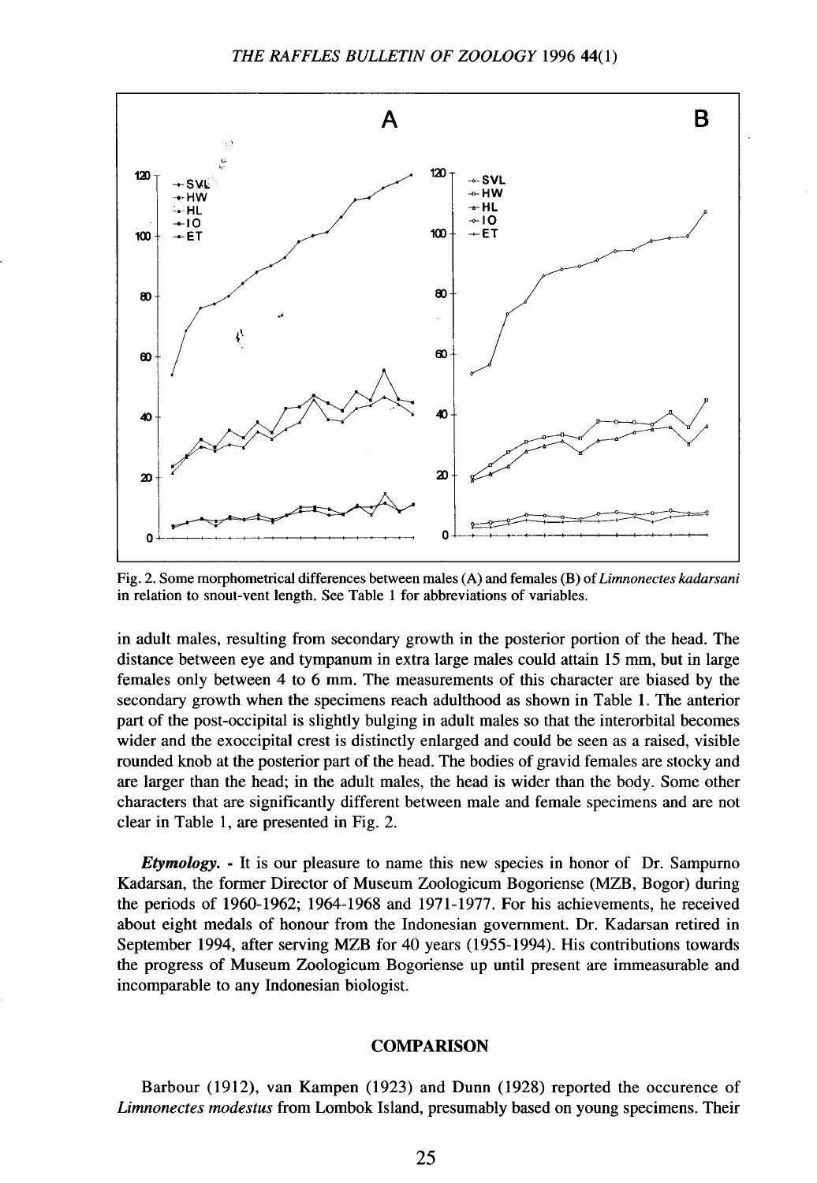Fig. 2. Some morphometrical differences between males (A) and females (B) of *Limnonectes kadarsani* in relation to snout-vent length. See Table 1 for abbreviations of variables.

in adult males, resulting from secondary growth in the posterior portion of the head. The distance between eye and tympanum in extra large males could attain 15 mm, but in large females only between 4 to 6 mm. The measurements of this character are biased by the secondary growth when the specimens reach adulthood as shown in Table 1. The anterior part of the post-occipital is slightly bulging in adult males so that the interorbital becomes wider and the exoccipital crest is distinctly enlarged and could be seen as a raised, visible rounded knob at the posterior part of the head. The bodies of gravid females are stocky and are larger than the head; in the adult males, the head is wider than the body. Some other characters that are significantly different between male and female specimens and are not clear in Table 1, are presented in Fig. 2.

***Etymology***. - It is our pleasure to name this new species in honor of Dr. Sampurno Kadarsan, the former Director of Museum Zoologicum Bogoriense (MZB, Bogor) during the periods of 1960-1962; 1964-1968 and 1971-1977. For his achievements, he received about eight medals of honour from the Indonesian government. Dr. Kadarsan retired in September 1994, after serving MZB for 40 years (1955-1994). His contributions towards the progress of Museum Zoologicum Bogoriense up until present are immeasurable and incomparable to any Indonesian biologist.

## COMPARISON

Barbour (1912), van Kampen (1923) and Dunn (1928) reported the occurence of *Limnonectes modestus* from Lombok Island, presumably based on young specimens. Their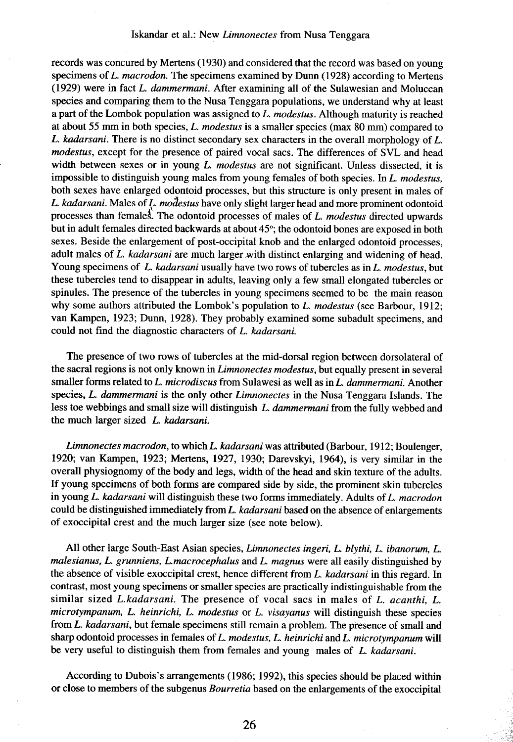records was concured by Mertens (1930) and considered that the record was based on young specimens of *L. macrodon*. The specimens examined by Dunn (1928) according to Mertens (1929) were in fact *L. dammermani*. After examining all of the Sulawesian and Moluccan species and comparing them to the Nusa Tenggara populations, we understand why at least a part of the Lombok population was assigned to *L. modestus*. Although maturity is reached at about 55 mm in both species, *L. modestus* is a smaller species (max 80 mm) compared to *L. kadarsani*. There is no distinct secondary sex characters in the overall morphology of *L. modestus*, except for the presence of paired vocal sacs. The differences of SVL and head width between sexes or in young *L. modestus* are not significant. Unless dissected, it is impossible to distinguish young males from young females of both species. In *L. modestus*, both sexes have enlarged odontoid processes, but this structure is only present in males of *L. kadarsani*. Males of *L. modestus* have only slight larger head and more prominent odontoid processes than females. The odontoid processes of males of *L. modestus* directed upwards but in adult females directed backwards at about 45°; the odontoid bones are exposed in both sexes. Beside the enlargement of post-occipital knob and the enlarged odontoid processes, adult males of *L. kadarsani* are much larger with distinct enlarging and widening of head. Young specimens of *L. kadarsani* usually have two rows of tubercles as in *L. modestus*, but these tubercles tend to disappear in adults, leaving only a few small elongated tubercles or spinules. The presence of the tubercles in young specimens seemed to be the main reason why some authors attributed the Lombok's population to *L. modestus* (see Barbour, 1912; van Kampen, 1923; Dunn, 1928). They probably examined some subadult specimens, and could not find the diagnostic characters of *L. kadarsani*.

The presence of two rows of tubercles at the mid-dorsal region between dorsolateral of the sacral regions is not only known in *Limnonectes modestus*, but equally present in several smaller forms related to *L. microdiscus* from Sulawesi as well as in *L. dammermani*. Another species, *L. dammermani* is the only other *Limnonectes* in the Nusa Tenggara Islands. The less toe webbings and small size will distinguish *L. dammermani* from the fully webbed and the much larger sized *L. kadarsani*.

*Limnonectes macrodon*, to which *L. kadarsani* was attributed (Barbour, 1912; Boulenger, 1920; van Kampen, 1923; Mertens, 1927, 1930; Darevskyi, 1964), is very similar in the overall physiognomy of the body and legs, width of the head and skin texture of the adults. If young specimens of both forms are compared side by side, the prominent skin tubercles in young *L. kadarsani* will distinguish these two forms immediately. Adults of *L. macrodon* could be distinguished immediately from *L. kadarsani* based on the absence of enlargements of exoccipital crest and the much larger size (see note below).

All other large South-East Asian species, *Limnonectes ingeri, L. blythi, L. ibanorum, L. malesianus, L. grunniens, L.macrocephalus* and *L. magnus* were all easily distinguished by the absence of visible exoccipital crest, hence different from *L. kadarsani* in this regard. In contrast, most young specimens or smaller species are practically indistinguishable from the similar sized *L.kadarsani*. The presence of vocal sacs in males of *L. acanthi, L. microtympanum, L. heinrichi, L. modestus* or *L. visayanus* will distinguish these species from *L. kadarsani*, but female specimens still remain a problem. The presence of small and sharp odontoid processes in females of *L. modestus, L. heinrichi* and *L. microtympanum* will be very useful to distinguish them from females and young males of *L. kadarsani*.

According to Dubois's arrangements (1986; 1992), this species should be placed within or close to members of the subgenus *Bourretia* based on the enlargements of the exoccipital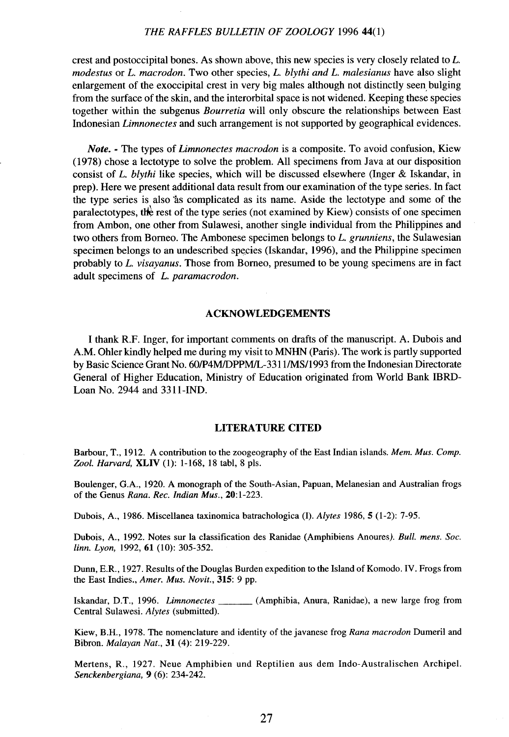crest and postoccipital bones. As shown above, this new species is very closely related to *L. modestus* or *L. macrodon*. Two other species, *L. blythi and L. malesianus* have also slight enlargement of the exoccipital crest in very big males although not distinctly seen bulging from the surface of the skin, and the interorbital space is not widened. Keeping these species together within the subgenus *Bourretia* will only obscure the relationships between East Indonesian *Limnonectes* and such arrangement is not supported by geographical evidences.

***Note.*** - The types of *Limnonectes macrodon* is a composite. To avoid confusion, Kiew (1978) chose a lectotype to solve the problem. All specimens from Java at our disposition consist of *L. blythi* like species, which will be discussed elsewhere (Inger & Iskandar, in prep). Here we present additional data result from our examination of the type series. In fact the type series is also as complicated as its name. Aside the lectotype and some of the paralectotypes, the rest of the type series (not examined by Kiew) consists of one specimen from Ambon, one other from Sulawesi, another single individual from the Philippines and two others from Borneo. The Ambonese specimen belongs to *L. grunniens*, the Sulawesian specimen belongs to an undescribed species (Iskandar, 1996), and the Philippine specimen probably to *L. visayanus*. Those from Borneo, presumed to be young specimens are in fact adult specimens of *L. paramacrodon*.

## ACKNOWLEDGEMENTS

I thank R.F. Inger, for important comments on drafts of the manuscript. A. Dubois and A.M. Ohler kindly helped me during my visit to MNHN (Paris). The work is partly supported by Basic Science Grant No. 60/P4M/DPPM/L-3311/MS/1993 from the Indonesian Directorate General of Higher Education, Ministry of Education originated from World Bank IBRD-Loan No. 2944 and 3311-IND.

## LITERATURE CITED

Barbour, T., 1912. A contribution to the zoogeography of the East Indian islands. *Mem. Mus. Comp. Zool. Harvard*, **XLIV** (1): 1-168, 18 tabl, 8 pls.

Boulenger, G.A., 1920. A monograph of the South-Asian, Papuan, Melanesian and Australian frogs of the Genus *Rana*. *Rec. Indian Mus.*, **20**:1-223.

Dubois, A., 1986. Miscellanea taxinomica batrachologica (I). *Alytes* 1986, **5** (1-2): 7-95.

Dubois, A., 1992. Notes sur la classification des Ranidae (Amphibiens Anoures). *Bull. mens. Soc. linn. Lyon*, 1992, **61** (10): 305-352.

Dunn, E.R., 1927. Results of the Douglas Burden expedition to the Island of Komodo. IV. Frogs from the East Indies., *Amer. Mus. Novit.*, **315**: 9 pp.

Iskandar, D.T., 1996. *Limnonectes* _______ (Amphibia, Anura, Ranidae), a new large frog from Central Sulawesi. *Alytes* (submitted).

Kiew, B.H., 1978. The nomenclature and identity of the javanese frog *Rana macrodon* Dumeril and Bibron. *Malayan Nat.*, **31** (4): 219-229.

Mertens, R., 1927. Neue Amphibien und Reptilien aus dem Indo-Australischen Archipel. *Senckenbergiana*, **9** (6): 234-242.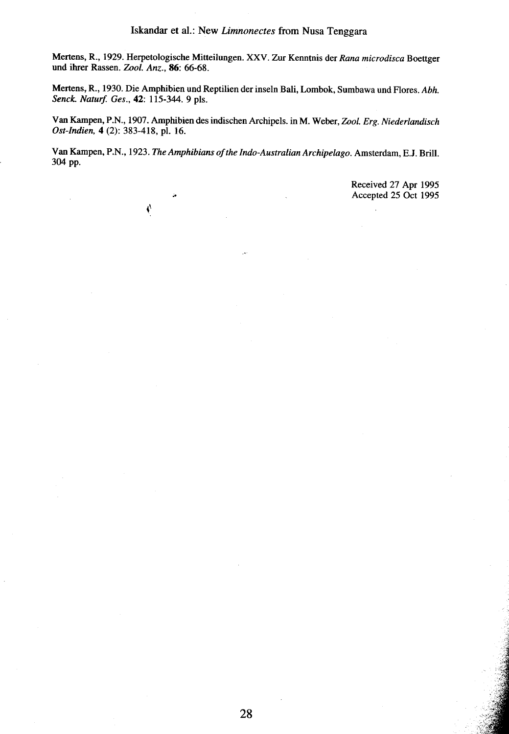Mertens, R., 1929. Herpetologische Mitteilungen. XXV. Zur Kenntnis der *Rana microdisca* Boettger und ihrer Rassen. *Zool. Anz.*, **86**: 66-68.

Mertens, R., 1930. Die Amphibien und Reptilien der inseln Bali, Lombok, Sumbawa und Flores. *Abh. Senck. Naturf. Ges.*, **42**: 115-344. 9 pls.

Van Kampen, P.N., 1907. Amphibien des indischen Archipels. in M. Weber, *Zool. Erg. Niederlandisch Ost-Indien*, **4** (2): 383-418, pl. 16.

Van Kampen, P.N., 1923. *The Amphibians of the Indo-Australian Archipelago*. Amsterdam, E.J. Brill. 304 pp.

Received 27 Apr 1995
Accepted 25 Oct 1995